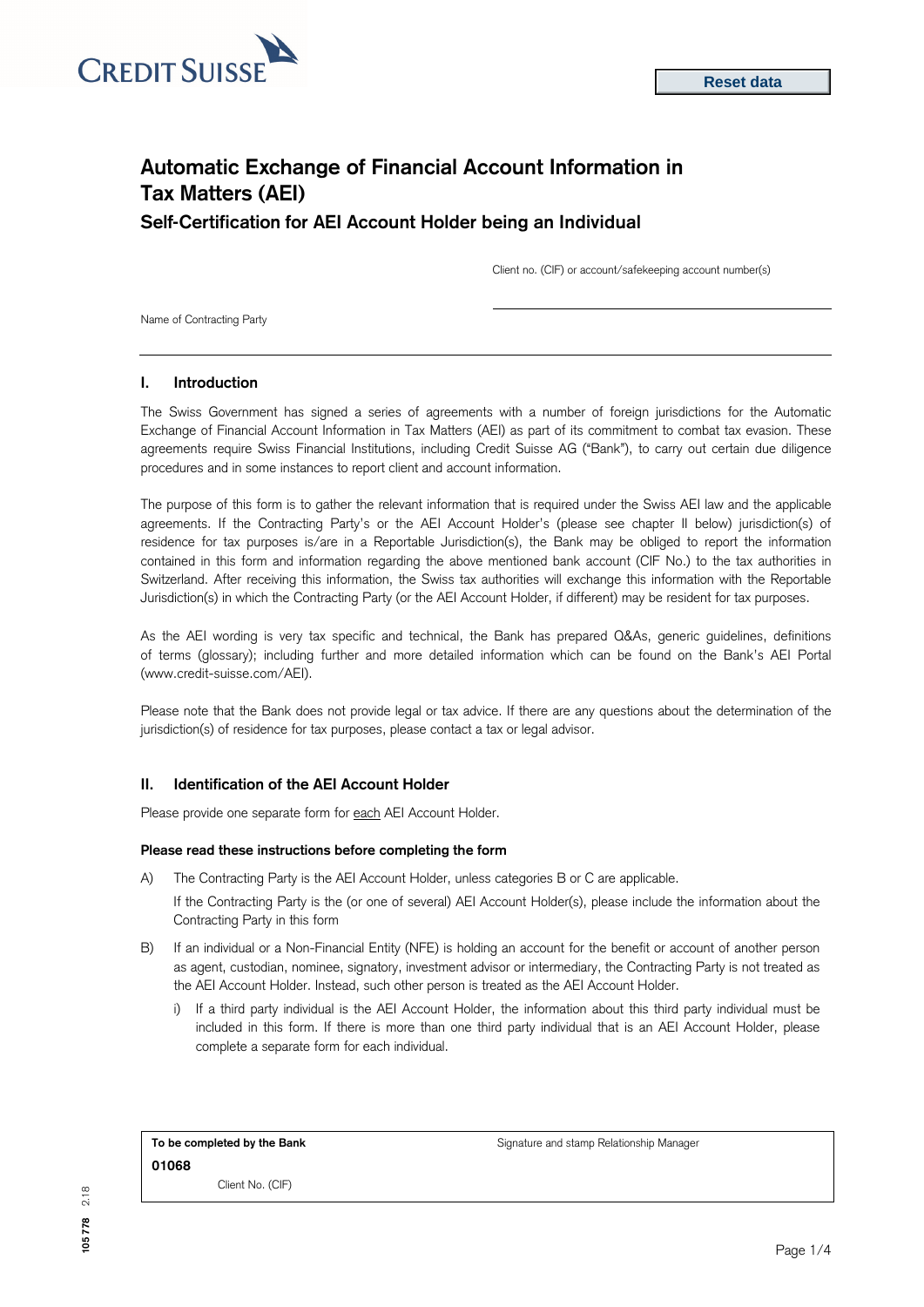CREDIT SUISSE

Reset data

# Automatic Exchange of Financial Account Information in Tax Matters (AEI)

## Self-Certification for AEI Account Holder being an Individual

Client no. (CIF) or account/safekeeping account number(s)

Name of Contracting Party

### I. Introduction

The Swiss Government has signed a series of agreements with a number of foreign jurisdictions for the Automatic Exchange of Financial Account Information in Tax Matters (AEI) as part of its commitment to combat tax evasion. These agreements require Swiss Financial Institutions, including Credit Suisse AG ("Bank"), to carry out certain due diligence procedures and in some instances to report client and account information.

The purpose of this form is to gather the relevant information that is required under the Swiss AEI law and the applicable agreements. If the Contracting Party's or the AEI Account Holder's (please see chapter II below) jurisdiction(s) of residence for tax purposes is/are in a Reportable Jurisdiction(s), the Bank may be obliged to report the information contained in this form and information regarding the above mentioned bank account (CIF No.) to the tax authorities in Switzerland. After receiving this information, the Swiss tax authorities will exchange this information with the Reportable Jurisdiction(s) in which the Contracting Party (or the AEI Account Holder, if different) may be resident for tax purposes.

As the AEI wording is very tax specific and technical, the Bank has prepared Q&As, generic guidelines, definitions of terms (glossary); including further and more detailed information which can be found on the Bank's AEI Portal (www.credit-suisse.com/AEI).

Please note that the Bank does not provide legal or tax advice. If there are any questions about the determination of the jurisdiction(s) of residence for tax purposes, please contact a tax or legal advisor.

### II. Identification of the AEI Account Holder

Please provide one separate form for each AEI Account Holder.

**Please read these instructions before completing the form**

A) The Contracting Party is the AEI Account Holder, unless categories B or C are applicable.

If the Contracting Party is the (or one of several) AEI Account Holder(s), please include the information about the Contracting Party in this form

B) If an individual or a Non-Financial Entity (NFE) is holding an account for the benefit or account of another person as agent, custodian, nominee, signatory, investment advisor or intermediary, the Contracting Party is not treated as the AEI Account Holder. Instead, such other person is treated as the AEI Account Holder.

i) If a third party individual is the AEI Account Holder, the information about this third party individual must be included in this form. If there is more than one third party individual that is an AEI Account Holder, please complete a separate form for each individual.

| **To be completed by the Bank** | Signature and stamp Relationship Manager |
|---|---|
| **01068** | |
| Client No. (CIF) | |

105 778 2.18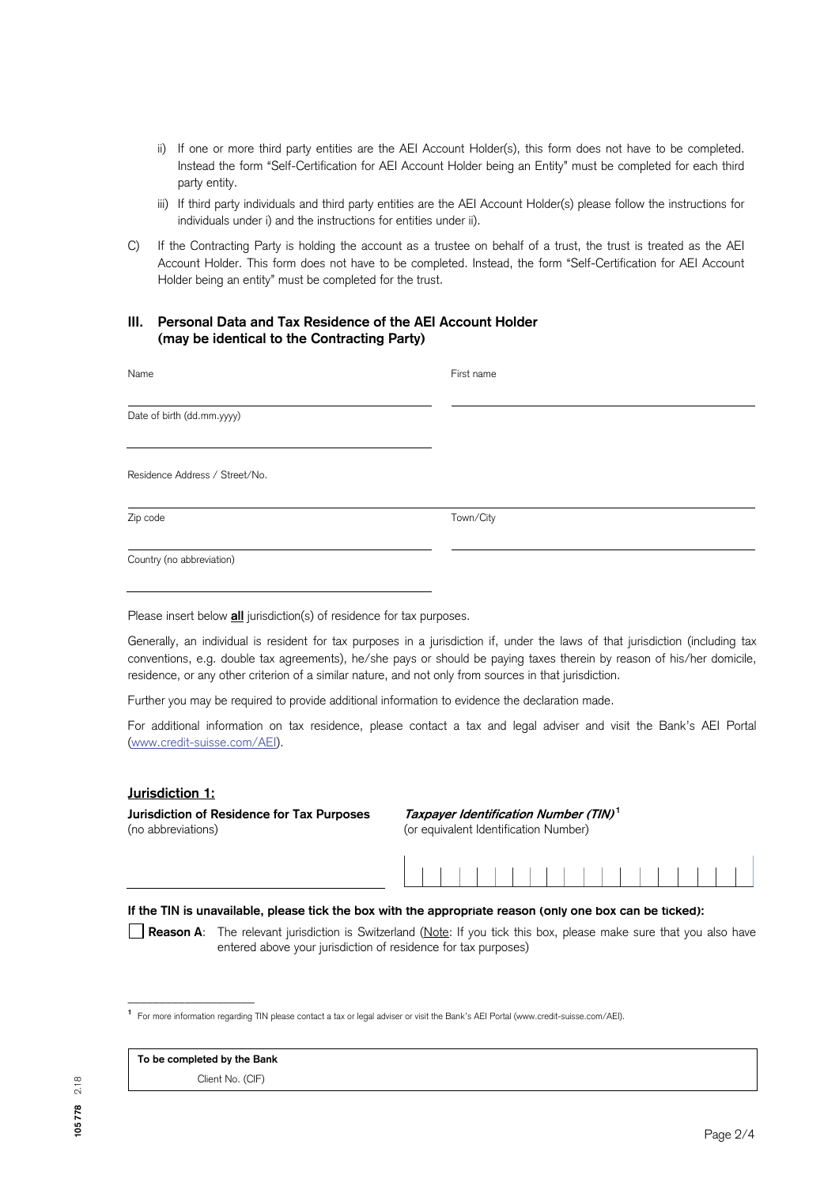ii) If one or more third party entities are the AEI Account Holder(s), this form does not have to be completed. Instead the form "Self-Certification for AEI Account Holder being an Entity" must be completed for each third party entity.

iii) If third party individuals and third party entities are the AEI Account Holder(s) please follow the instructions for individuals under i) and the instructions for entities under ii).

C) If the Contracting Party is holding the account as a trustee on behalf of a trust, the trust is treated as the AEI Account Holder. This form does not have to be completed. Instead, the form "Self-Certification for AEI Account Holder being an entity" must be completed for the trust.

## III. Personal Data and Tax Residence of the AEI Account Holder (may be identical to the Contracting Party)

Name

First name

Date of birth (dd.mm.yyyy)

Residence Address / Street/No.

Zip code

Town/City

Country (no abbreviation)

Please insert below **all** jurisdiction(s) of residence for tax purposes.

Generally, an individual is resident for tax purposes in a jurisdiction if, under the laws of that jurisdiction (including tax conventions, e.g. double tax agreements), he/she pays or should be paying taxes therein by reason of his/her domicile, residence, or any other criterion of a similar nature, and not only from sources in that jurisdiction.

Further you may be required to provide additional information to evidence the declaration made.

For additional information on tax residence, please contact a tax and legal adviser and visit the Bank's AEI Portal (www.credit-suisse.com/AEI).

**Jurisdiction 1:**

**Jurisdiction of Residence for Tax Purposes** (no abbreviations)

***Taxpayer Identification Number (TIN)***[1] (or equivalent Identification Number)

**If the TIN is unavailable, please tick the box with the appropriate reason (only one box can be ticked):**

☐ **Reason A**: The relevant jurisdiction is Switzerland (Note: If you tick this box, please make sure that you also have entered above your jurisdiction of residence for tax purposes)

[1] For more information regarding TIN please contact a tax or legal adviser or visit the Bank's AEI Portal (www.credit-suisse.com/AEI).

**To be completed by the Bank**

Client No. (CIF)

105 778 2.18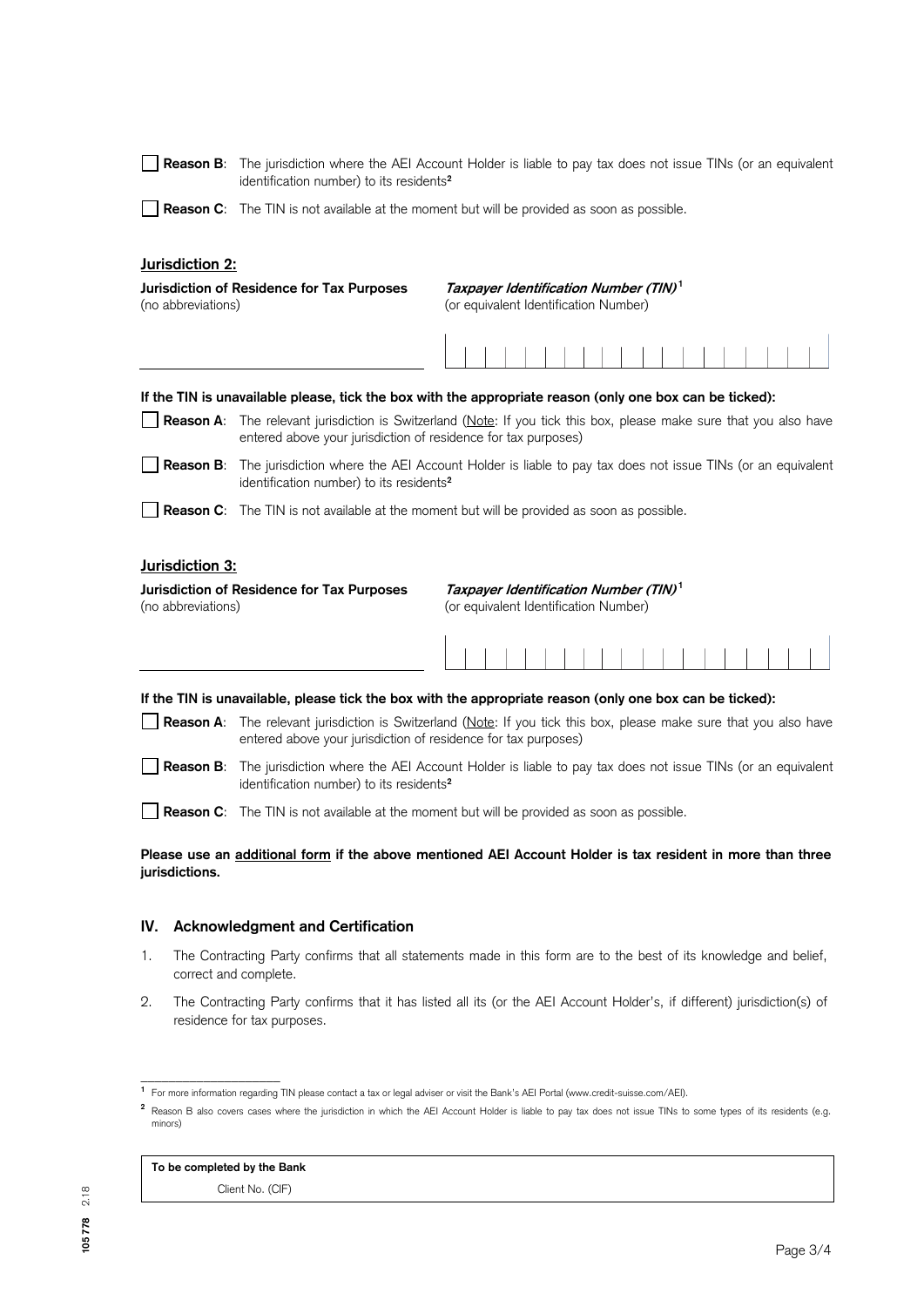☐ **Reason B**: The jurisdiction where the AEI Account Holder is liable to pay tax does not issue TINs (or an equivalent identification number) to its residents[2]

☐ **Reason C**: The TIN is not available at the moment but will be provided as soon as possible.

**Jurisdiction 2:**

**Jurisdiction of Residence for Tax Purposes** (no abbreviations)

***Taxpayer Identification Number (TIN)***[1] (or equivalent Identification Number)

**If the TIN is unavailable please, tick the box with the appropriate reason (only one box can be ticked):**

☐ **Reason A**: The relevant jurisdiction is Switzerland (Note: If you tick this box, please make sure that you also have entered above your jurisdiction of residence for tax purposes)

☐ **Reason B**: The jurisdiction where the AEI Account Holder is liable to pay tax does not issue TINs (or an equivalent identification number) to its residents[2]

☐ **Reason C**: The TIN is not available at the moment but will be provided as soon as possible.

**Jurisdiction 3:**

**Jurisdiction of Residence for Tax Purposes** (no abbreviations)

***Taxpayer Identification Number (TIN)***[1] (or equivalent Identification Number)

**If the TIN is unavailable, please tick the box with the appropriate reason (only one box can be ticked):**

☐ **Reason A**: The relevant jurisdiction is Switzerland (Note: If you tick this box, please make sure that you also have entered above your jurisdiction of residence for tax purposes)

☐ **Reason B**: The jurisdiction where the AEI Account Holder is liable to pay tax does not issue TINs (or an equivalent identification number) to its residents[2]

☐ **Reason C**: The TIN is not available at the moment but will be provided as soon as possible.

**Please use an additional form if the above mentioned AEI Account Holder is tax resident in more than three jurisdictions.**

## IV. Acknowledgment and Certification

1. The Contracting Party confirms that all statements made in this form are to the best of its knowledge and belief, correct and complete.
2. The Contracting Party confirms that it has listed all its (or the AEI Account Holder's, if different) jurisdiction(s) of residence for tax purposes.

[1] For more information regarding TIN please contact a tax or legal adviser or visit the Bank's AEI Portal (www.credit-suisse.com/AEI).

[2] Reason B also covers cases where the jurisdiction in which the AEI Account Holder is liable to pay tax does not issue TINs to some types of its residents (e.g. minors)

| **To be completed by the Bank** |
| --- |
| Client No. (CIF) |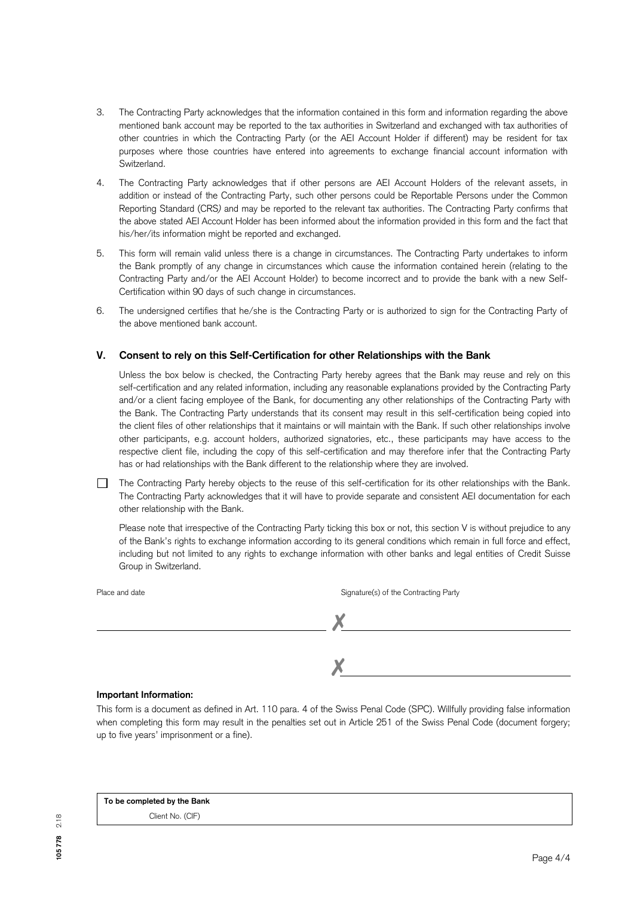3. The Contracting Party acknowledges that the information contained in this form and information regarding the above mentioned bank account may be reported to the tax authorities in Switzerland and exchanged with tax authorities of other countries in which the Contracting Party (or the AEI Account Holder if different) may be resident for tax purposes where those countries have entered into agreements to exchange financial account information with Switzerland.
4. The Contracting Party acknowledges that if other persons are AEI Account Holders of the relevant assets, in addition or instead of the Contracting Party, such other persons could be Reportable Persons under the Common Reporting Standard (CRS) and may be reported to the relevant tax authorities. The Contracting Party confirms that the above stated AEI Account Holder has been informed about the information provided in this form and the fact that his/her/its information might be reported and exchanged.
5. This form will remain valid unless there is a change in circumstances. The Contracting Party undertakes to inform the Bank promptly of any change in circumstances which cause the information contained herein (relating to the Contracting Party and/or the AEI Account Holder) to become incorrect and to provide the bank with a new Self-Certification within 90 days of such change in circumstances.
6. The undersigned certifies that he/she is the Contracting Party or is authorized to sign for the Contracting Party of the above mentioned bank account.

## V. Consent to rely on this Self-Certification for other Relationships with the Bank

Unless the box below is checked, the Contracting Party hereby agrees that the Bank may reuse and rely on this self-certification and any related information, including any reasonable explanations provided by the Contracting Party and/or a client facing employee of the Bank, for documenting any other relationships of the Contracting Party with the Bank. The Contracting Party understands that its consent may result in this self-certification being copied into the client files of other relationships that it maintains or will maintain with the Bank. If such other relationships involve other participants, e.g. account holders, authorized signatories, etc., these participants may have access to the respective client file, including the copy of this self-certification and may therefore infer that the Contracting Party has or had relationships with the Bank different to the relationship where they are involved.

☐ The Contracting Party hereby objects to the reuse of this self-certification for its other relationships with the Bank. The Contracting Party acknowledges that it will have to provide separate and consistent AEI documentation for each other relationship with the Bank.

Please note that irrespective of the Contracting Party ticking this box or not, this section V is without prejudice to any of the Bank's rights to exchange information according to its general conditions which remain in full force and effect, including but not limited to any rights to exchange information with other banks and legal entities of Credit Suisse Group in Switzerland.

Place and date _______________________

Signature(s) of the Contracting Party

✗ _______________________

✗ _______________________

**Important Information:**

This form is a document as defined in Art. 110 para. 4 of the Swiss Penal Code (SPC). Willfully providing false information when completing this form may result in the penalties set out in Article 251 of the Swiss Penal Code (document forgery; up to five years' imprisonment or a fine).

| **To be completed by the Bank** |
| --- |
| Client No. (CIF) |

105 778 2.18